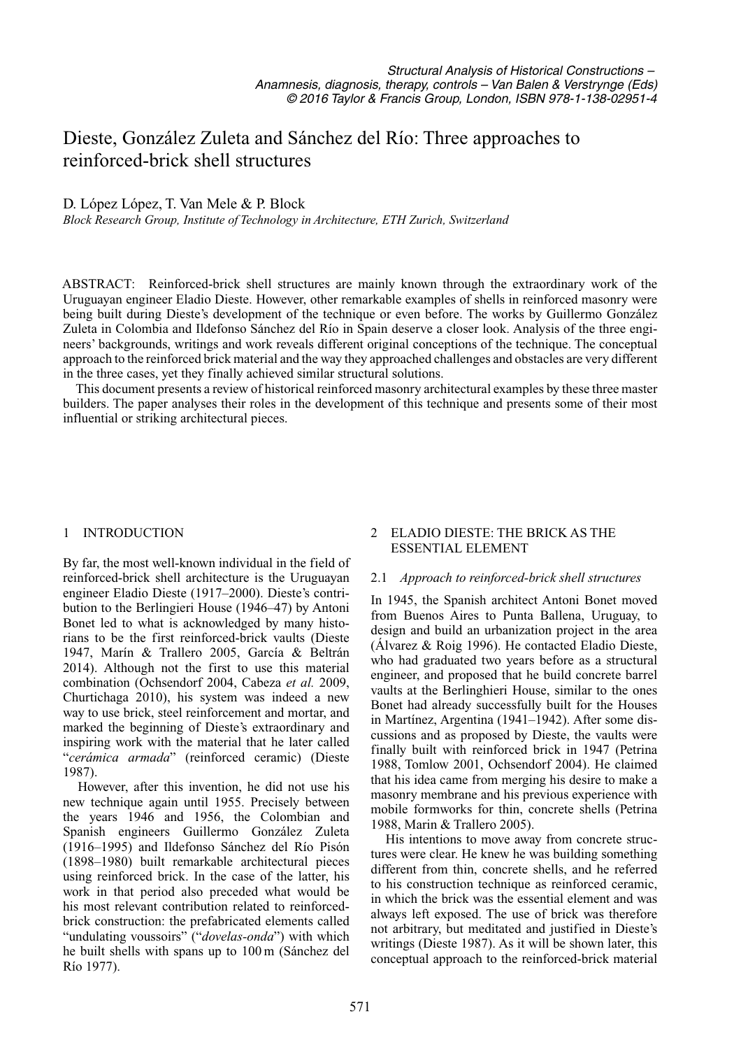# Dieste, González Zuleta and Sánchez del Río: Three approaches to reinforced-brick shell structures

D. López López, T. Van Mele & P. Block
*Block Research Group, Institute of Technology in Architecture, ETH Zurich, Switzerland*

ABSTRACT: Reinforced-brick shell structures are mainly known through the extraordinary work of the Uruguayan engineer Eladio Dieste. However, other remarkable examples of shells in reinforced masonry were being built during Dieste's development of the technique or even before. The works by Guillermo González Zuleta in Colombia and Ildefonso Sánchez del Río in Spain deserve a closer look. Analysis of the three engineers' backgrounds, writings and work reveals different original conceptions of the technique. The conceptual approach to the reinforced brick material and the way they approached challenges and obstacles are very different in the three cases, yet they finally achieved similar structural solutions.

This document presents a review of historical reinforced masonry architectural examples by these three master builders. The paper analyses their roles in the development of this technique and presents some of their most influential or striking architectural pieces.

## 1 INTRODUCTION

By far, the most well-known individual in the field of reinforced-brick shell architecture is the Uruguayan engineer Eladio Dieste (1917–2000). Dieste's contribution to the Berlingieri House (1946–47) by Antoni Bonet led to what is acknowledged by many historians to be the first reinforced-brick vaults (Dieste 1947, Marín & Trallero 2005, García & Beltrán 2014). Although not the first to use this material combination (Ochsendorf 2004, Cabeza *et al.* 2009, Churtichaga 2010), his system was indeed a new way to use brick, steel reinforcement and mortar, and marked the beginning of Dieste's extraordinary and inspiring work with the material that he later called "*cerámica armada*" (reinforced ceramic) (Dieste 1987).

However, after this invention, he did not use his new technique again until 1955. Precisely between the years 1946 and 1956, the Colombian and Spanish engineers Guillermo González Zuleta (1916–1995) and Ildefonso Sánchez del Río Pisón (1898–1980) built remarkable architectural pieces using reinforced brick. In the case of the latter, his work in that period also preceded what would be his most relevant contribution related to reinforced-brick construction: the prefabricated elements called "undulating voussoirs" ("*dovelas-onda*") with which he built shells with spans up to 100 m (Sánchez del Río 1977).

## 2 ELADIO DIESTE: THE BRICK AS THE ESSENTIAL ELEMENT

### 2.1 *Approach to reinforced-brick shell structures*

In 1945, the Spanish architect Antoni Bonet moved from Buenos Aires to Punta Ballena, Uruguay, to design and build an urbanization project in the area (Álvarez & Roig 1996). He contacted Eladio Dieste, who had graduated two years before as a structural engineer, and proposed that he build concrete barrel vaults at the Berlinghieri House, similar to the ones Bonet had already successfully built for the Houses in Martínez, Argentina (1941–1942). After some discussions and as proposed by Dieste, the vaults were finally built with reinforced brick in 1947 (Petrina 1988, Tomlow 2001, Ochsendorf 2004). He claimed that his idea came from merging his desire to make a masonry membrane and his previous experience with mobile formworks for thin, concrete shells (Petrina 1988, Marin & Trallero 2005).

His intentions to move away from concrete structures were clear. He knew he was building something different from thin, concrete shells, and he referred to his construction technique as reinforced ceramic, in which the brick was the essential element and was always left exposed. The use of brick was therefore not arbitrary, but meditated and justified in Dieste's writings (Dieste 1987). As it will be shown later, this conceptual approach to the reinforced-brick material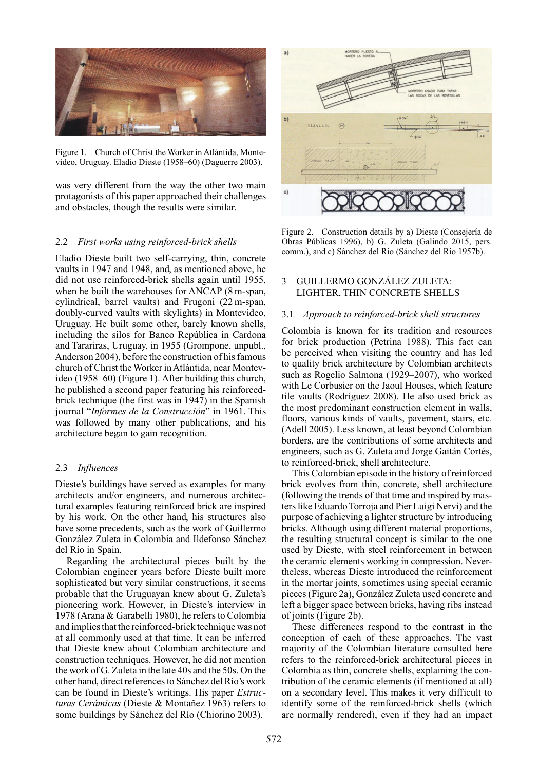Figure 1. Church of Christ the Worker in Atlántida, Montevideo, Uruguay. Eladio Dieste (1958–60) (Daguerre 2003).

was very different from the way the other two main protagonists of this paper approached their challenges and obstacles, though the results were similar.

### 2.2 *First works using reinforced-brick shells*

Eladio Dieste built two self-carrying, thin, concrete vaults in 1947 and 1948, and, as mentioned above, he did not use reinforced-brick shells again until 1955, when he built the warehouses for ANCAP (8 m-span, cylindrical, barrel vaults) and Frugoni (22 m-span, doubly-curved vaults with skylights) in Montevideo, Uruguay. He built some other, barely known shells, including the silos for Banco República in Cardona and Tarariras, Uruguay, in 1955 (Grompone, unpubl., Anderson 2004), before the construction of his famous church of Christ the Worker in Atlántida, near Montevideo (1958–60) (Figure 1). After building this church, he published a second paper featuring his reinforced-brick technique (the first was in 1947) in the Spanish journal "*Informes de la Construcción*" in 1961. This was followed by many other publications, and his architecture began to gain recognition.

### 2.3 *Influences*

Dieste's buildings have served as examples for many architects and/or engineers, and numerous architectural examples featuring reinforced brick are inspired by his work. On the other hand, his structures also have some precedents, such as the work of Guillermo González Zuleta in Colombia and Ildefonso Sánchez del Río in Spain.

Regarding the architectural pieces built by the Colombian engineer years before Dieste built more sophisticated but very similar constructions, it seems probable that the Uruguayan knew about G. Zuleta's pioneering work. However, in Dieste's interview in 1978 (Arana & Garabelli 1980), he refers to Colombia and implies that the reinforced-brick technique was not at all commonly used at that time. It can be inferred that Dieste knew about Colombian architecture and construction techniques. However, he did not mention the work of G. Zuleta in the late 40s and the 50s. On the other hand, direct references to Sánchez del Río's work can be found in Dieste's writings. His paper *Estructuras Cerámicas* (Dieste & Montañez 1963) refers to some buildings by Sánchez del Río (Chiorino 2003).

Figure 2. Construction details by a) Dieste (Consejería de Obras Públicas 1996), b) G. Zuleta (Galindo 2015, pers. comm.), and c) Sánchez del Río (Sánchez del Río 1957b).

## 3 GUILLERMO GONZÁLEZ ZULETA: LIGHTER, THIN CONCRETE SHELLS

### 3.1 *Approach to reinforced-brick shell structures*

Colombia is known for its tradition and resources for brick production (Petrina 1988). This fact can be perceived when visiting the country and has led to quality brick architecture by Colombian architects such as Rogelio Salmona (1929–2007), who worked with Le Corbusier on the Jaoul Houses, which feature tile vaults (Rodríguez 2008). He also used brick as the most predominant construction element in walls, floors, various kinds of vaults, pavement, stairs, etc. (Adell 2005). Less known, at least beyond Colombian borders, are the contributions of some architects and engineers, such as G. Zuleta and Jorge Gaitán Cortés, to reinforced-brick, shell architecture.

This Colombian episode in the history of reinforced brick evolves from thin, concrete, shell architecture (following the trends of that time and inspired by masters like Eduardo Torroja and Pier Luigi Nervi) and the purpose of achieving a lighter structure by introducing bricks. Although using different material proportions, the resulting structural concept is similar to the one used by Dieste, with steel reinforcement in between the ceramic elements working in compression. Nevertheless, whereas Dieste introduced the reinforcement in the mortar joints, sometimes using special ceramic pieces (Figure 2a), González Zuleta used concrete and left a bigger space between bricks, having ribs instead of joints (Figure 2b).

These differences respond to the contrast in the conception of each of these approaches. The vast majority of the Colombian literature consulted here refers to the reinforced-brick architectural pieces in Colombia as thin, concrete shells, explaining the contribution of the ceramic elements (if mentioned at all) on a secondary level. This makes it very difficult to identify some of the reinforced-brick shells (which are normally rendered), even if they had an impact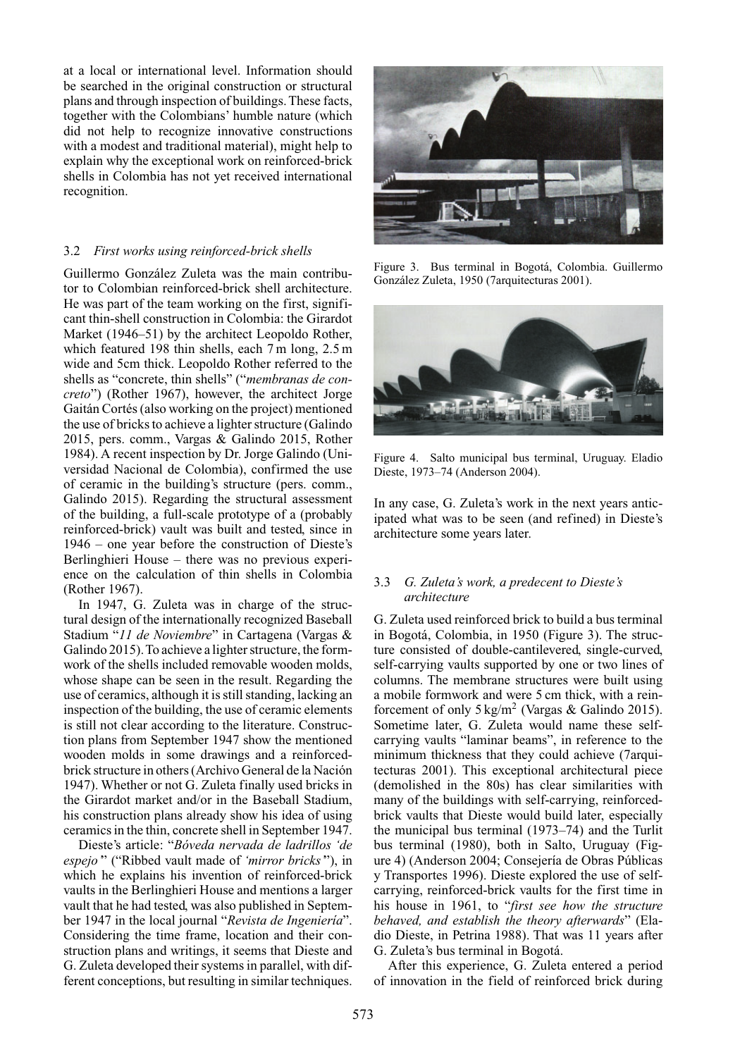at a local or international level. Information should be searched in the original construction or structural plans and through inspection of buildings. These facts, together with the Colombians' humble nature (which did not help to recognize innovative constructions with a modest and traditional material), might help to explain why the exceptional work on reinforced-brick shells in Colombia has not yet received international recognition.

### 3.2 *First works using reinforced-brick shells*

Guillermo González Zuleta was the main contributor to Colombian reinforced-brick shell architecture. He was part of the team working on the first, significant thin-shell construction in Colombia: the Girardot Market (1946–51) by the architect Leopoldo Rother, which featured 198 thin shells, each 7 m long, 2.5 m wide and 5cm thick. Leopoldo Rother referred to the shells as "concrete, thin shells" ("*membranas de concreto*") (Rother 1967), however, the architect Jorge Gaitán Cortés (also working on the project) mentioned the use of bricks to achieve a lighter structure (Galindo 2015, pers. comm., Vargas & Galindo 2015, Rother 1984). A recent inspection by Dr. Jorge Galindo (Universidad Nacional de Colombia), confirmed the use of ceramic in the building's structure (pers. comm., Galindo 2015). Regarding the structural assessment of the building, a full-scale prototype of a (probably reinforced-brick) vault was built and tested, since in 1946 – one year before the construction of Dieste's Berlinghieri House – there was no previous experience on the calculation of thin shells in Colombia (Rother 1967).

In 1947, G. Zuleta was in charge of the structural design of the internationally recognized Baseball Stadium "*11 de Noviembre*" in Cartagena (Vargas & Galindo 2015). To achieve a lighter structure, the formwork of the shells included removable wooden molds, whose shape can be seen in the result. Regarding the use of ceramics, although it is still standing, lacking an inspection of the building, the use of ceramic elements is still not clear according to the literature. Construction plans from September 1947 show the mentioned wooden molds in some drawings and a reinforced-brick structure in others (Archivo General de la Nación 1947). Whether or not G. Zuleta finally used bricks in the Girardot market and/or in the Baseball Stadium, his construction plans already show his idea of using ceramics in the thin, concrete shell in September 1947.

Dieste's article: "*Bóveda nervada de ladrillos 'de espejo'*" ("Ribbed vault made of *'mirror bricks'*"), in which he explains his invention of reinforced-brick vaults in the Berlinghieri House and mentions a larger vault that he had tested, was also published in September 1947 in the local journal "*Revista de Ingeniería*". Considering the time frame, location and their construction plans and writings, it seems that Dieste and G. Zuleta developed their systems in parallel, with different conceptions, but resulting in similar techniques.

Figure 3. Bus terminal in Bogotá, Colombia. Guillermo González Zuleta, 1950 (7arquitecturas 2001).

Figure 4. Salto municipal bus terminal, Uruguay. Eladio Dieste, 1973–74 (Anderson 2004).

In any case, G. Zuleta's work in the next years anticipated what was to be seen (and refined) in Dieste's architecture some years later.

### 3.3 *G. Zuleta's work, a predecent to Dieste's architecture*

G. Zuleta used reinforced brick to build a bus terminal in Bogotá, Colombia, in 1950 (Figure 3). The structure consisted of double-cantilevered, single-curved, self-carrying vaults supported by one or two lines of columns. The membrane structures were built using a mobile formwork and were 5 cm thick, with a reinforcement of only 5 kg/m$^2$ (Vargas & Galindo 2015). Sometime later, G. Zuleta would name these self-carrying vaults "laminar beams", in reference to the minimum thickness that they could achieve (7arquitecturas 2001). This exceptional architectural piece (demolished in the 80s) has clear similarities with many of the buildings with self-carrying, reinforced-brick vaults that Dieste would build later, especially the municipal bus terminal (1973–74) and the Turlit bus terminal (1980), both in Salto, Uruguay (Figure 4) (Anderson 2004; Consejería de Obras Públicas y Transportes 1996). Dieste explored the use of self-carrying, reinforced-brick vaults for the first time in his house in 1961, to "*first see how the structure behaved, and establish the theory afterwards*" (Eladio Dieste, in Petrina 1988). That was 11 years after G. Zuleta's bus terminal in Bogotá.

After this experience, G. Zuleta entered a period of innovation in the field of reinforced brick during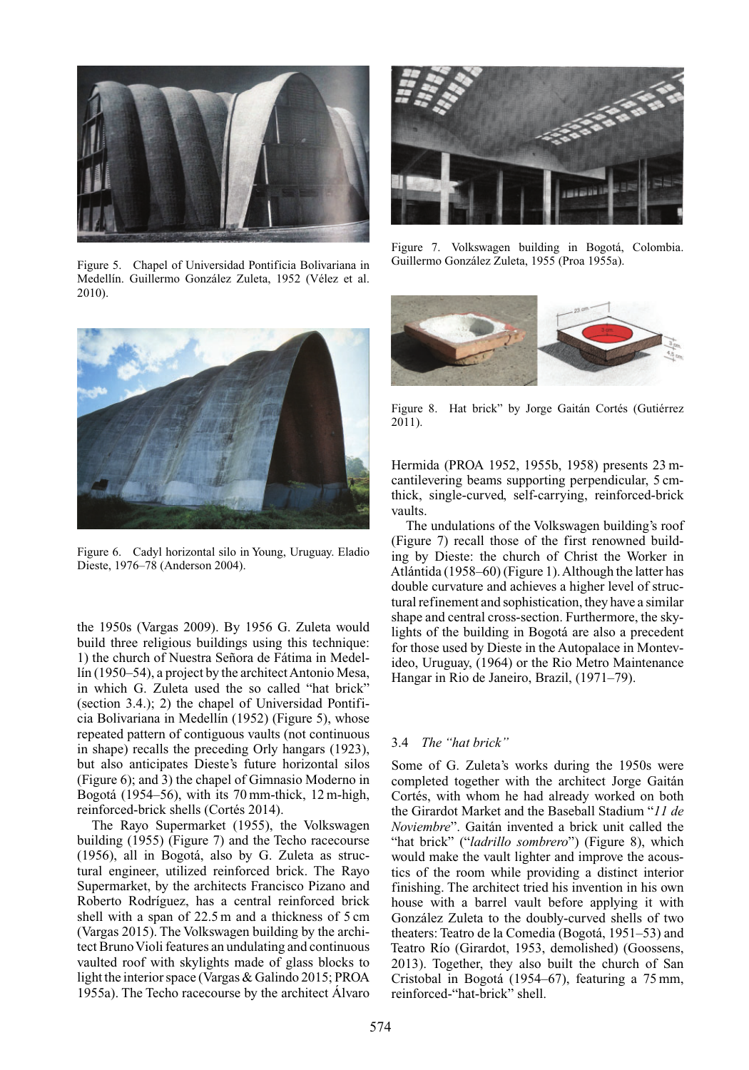Figure 5. Chapel of Universidad Pontificia Bolivariana in Medellín. Guillermo González Zuleta, 1952 (Vélez et al. 2010).

Figure 6. Cadyl horizontal silo in Young, Uruguay. Eladio Dieste, 1976–78 (Anderson 2004).

the 1950s (Vargas 2009). By 1956 G. Zuleta would build three religious buildings using this technique: 1) the church of Nuestra Señora de Fátima in Medellín (1950–54), a project by the architect Antonio Mesa, in which G. Zuleta used the so called "hat brick" (section 3.4.); 2) the chapel of Universidad Pontificia Bolivariana in Medellín (1952) (Figure 5), whose repeated pattern of contiguous vaults (not continuous in shape) recalls the preceding Orly hangars (1923), but also anticipates Dieste's future horizontal silos (Figure 6); and 3) the chapel of Gimnasio Moderno in Bogotá (1954–56), with its 70 mm-thick, 12 m-high, reinforced-brick shells (Cortés 2014).

The Rayo Supermarket (1955), the Volkswagen building (1955) (Figure 7) and the Techo racecourse (1956), all in Bogotá, also by G. Zuleta as structural engineer, utilized reinforced brick. The Rayo Supermarket, by the architects Francisco Pizano and Roberto Rodríguez, has a central reinforced brick shell with a span of 22.5 m and a thickness of 5 cm (Vargas 2015). The Volkswagen building by the architect Bruno Violi features an undulating and continuous vaulted roof with skylights made of glass blocks to light the interior space (Vargas & Galindo 2015; PROA 1955a). The Techo racecourse by the architect Álvaro Hermida (PROA 1952, 1955b, 1958) presents 23 m-cantilevering beams supporting perpendicular, 5 cm-thick, single-curved, self-carrying, reinforced-brick vaults.

Figure 7. Volkswagen building in Bogotá, Colombia. Guillermo González Zuleta, 1955 (Proa 1955a).

Figure 8. Hat brick" by Jorge Gaitán Cortés (Gutiérrez 2011).

The undulations of the Volkswagen building's roof (Figure 7) recall those of the first renowned building by Dieste: the church of Christ the Worker in Atlántida (1958–60) (Figure 1). Although the latter has double curvature and achieves a higher level of structural refinement and sophistication, they have a similar shape and central cross-section. Furthermore, the skylights of the building in Bogotá are also a precedent for those used by Dieste in the Autopalace in Montevideo, Uruguay, (1964) or the Rio Metro Maintenance Hangar in Rio de Janeiro, Brazil, (1971–79).

### 3.4 *The "hat brick"*

Some of G. Zuleta's works during the 1950s were completed together with the architect Jorge Gaitán Cortés, with whom he had already worked on both the Girardot Market and the Baseball Stadium "*11 de Noviembre*". Gaitán invented a brick unit called the "hat brick" ("*ladrillo sombrero*") (Figure 8), which would make the vault lighter and improve the acoustics of the room while providing a distinct interior finishing. The architect tried his invention in his own house with a barrel vault before applying it with González Zuleta to the doubly-curved shells of two theaters: Teatro de la Comedia (Bogotá, 1951–53) and Teatro Río (Girardot, 1953, demolished) (Goossens, 2013). Together, they also built the church of San Cristobal in Bogotá (1954–67), featuring a 75 mm, reinforced-"hat-brick" shell.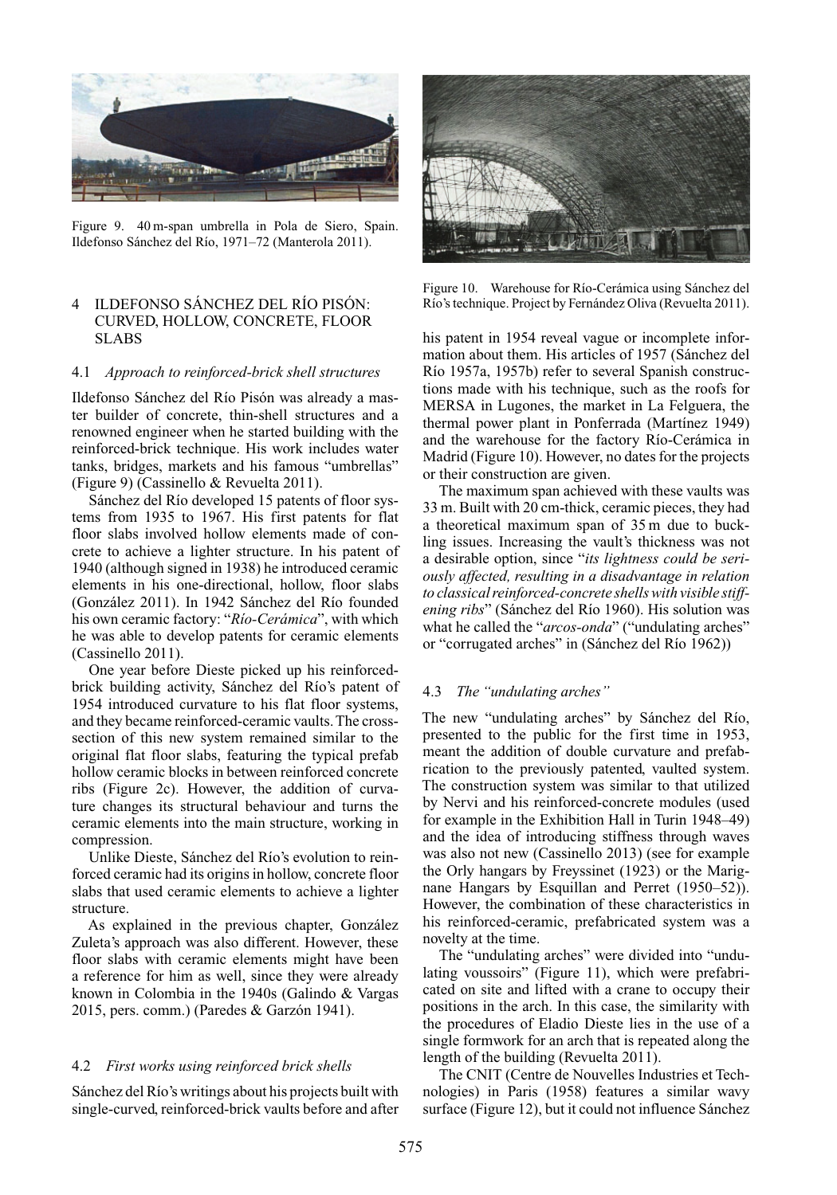Figure 9. 40 m-span umbrella in Pola de Siero, Spain. Ildefonso Sánchez del Río, 1971–72 (Manterola 2011).

## 4 ILDEFONSO SÁNCHEZ DEL RÍO PISÓN: CURVED, HOLLOW, CONCRETE, FLOOR SLABS

### 4.1 *Approach to reinforced-brick shell structures*

Ildefonso Sánchez del Río Pisón was already a master builder of concrete, thin-shell structures and a renowned engineer when he started building with the reinforced-brick technique. His work includes water tanks, bridges, markets and his famous "umbrellas" (Figure 9) (Cassinello & Revuelta 2011).

Sánchez del Río developed 15 patents of floor systems from 1935 to 1967. His first patents for flat floor slabs involved hollow elements made of concrete to achieve a lighter structure. In his patent of 1940 (although signed in 1938) he introduced ceramic elements in his one-directional, hollow, floor slabs (González 2011). In 1942 Sánchez del Río founded his own ceramic factory: "*Río-Cerámica*", with which he was able to develop patents for ceramic elements (Cassinello 2011).

One year before Dieste picked up his reinforced-brick building activity, Sánchez del Río's patent of 1954 introduced curvature to his flat floor systems, and they became reinforced-ceramic vaults. The cross-section of this new system remained similar to the original flat floor slabs, featuring the typical prefab hollow ceramic blocks in between reinforced concrete ribs (Figure 2c). However, the addition of curvature changes its structural behaviour and turns the ceramic elements into the main structure, working in compression.

Unlike Dieste, Sánchez del Río's evolution to reinforced ceramic had its origins in hollow, concrete floor slabs that used ceramic elements to achieve a lighter structure.

As explained in the previous chapter, González Zuleta's approach was also different. However, these floor slabs with ceramic elements might have been a reference for him as well, since they were already known in Colombia in the 1940s (Galindo & Vargas 2015, pers. comm.) (Paredes & Garzón 1941).

### 4.2 *First works using reinforced brick shells*

Sánchez del Río's writings about his projects built with single-curved, reinforced-brick vaults before and after

Figure 10. Warehouse for Río-Cerámica using Sánchez del Río's technique. Project by Fernández Oliva (Revuelta 2011).

his patent in 1954 reveal vague or incomplete information about them. His articles of 1957 (Sánchez del Río 1957a, 1957b) refer to several Spanish constructions made with his technique, such as the roofs for MERSA in Lugones, the market in La Felguera, the thermal power plant in Ponferrada (Martínez 1949) and the warehouse for the factory Río-Cerámica in Madrid (Figure 10). However, no dates for the projects or their construction are given.

The maximum span achieved with these vaults was 33 m. Built with 20 cm-thick, ceramic pieces, they had a theoretical maximum span of 35 m due to buckling issues. Increasing the vault's thickness was not a desirable option, since "*its lightness could be seriously affected, resulting in a disadvantage in relation to classical reinforced-concrete shells with visible stiffening ribs*" (Sánchez del Río 1960). His solution was what he called the "*arcos-onda*" ("undulating arches" or "corrugated arches" in (Sánchez del Río 1962))

### 4.3 *The "undulating arches"*

The new "undulating arches" by Sánchez del Río, presented to the public for the first time in 1953, meant the addition of double curvature and prefabrication to the previously patented, vaulted system. The construction system was similar to that utilized by Nervi and his reinforced-concrete modules (used for example in the Exhibition Hall in Turin 1948–49) and the idea of introducing stiffness through waves was also not new (Cassinello 2013) (see for example the Orly hangars by Freyssinet (1923) or the Marignane Hangars by Esquillan and Perret (1950–52)). However, the combination of these characteristics in his reinforced-ceramic, prefabricated system was a novelty at the time.

The "undulating arches" were divided into "undulating voussoirs" (Figure 11), which were prefabricated on site and lifted with a crane to occupy their positions in the arch. In this case, the similarity with the procedures of Eladio Dieste lies in the use of a single formwork for an arch that is repeated along the length of the building (Revuelta 2011).

The CNIT (Centre de Nouvelles Industries et Technologies) in Paris (1958) features a similar wavy surface (Figure 12), but it could not influence Sánchez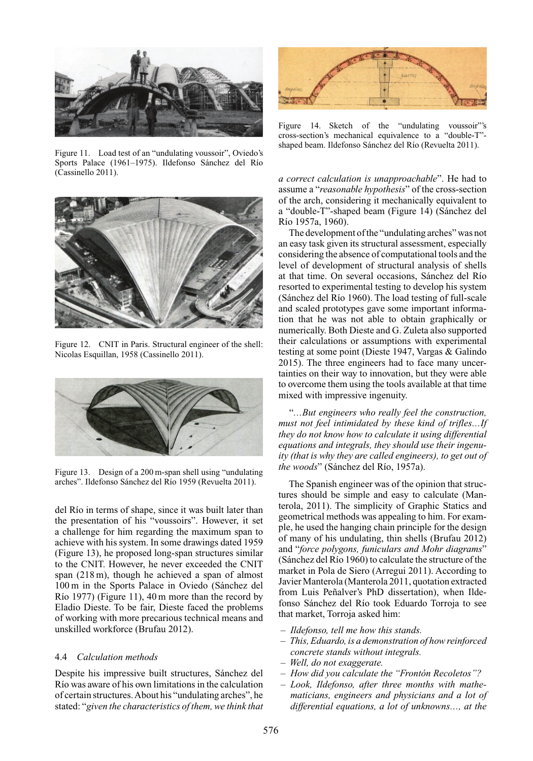Figure 11. Load test of an "undulating voussoir", Oviedo's Sports Palace (1961–1975). Ildefonso Sánchez del Río (Cassinello 2011).

Figure 12. CNIT in Paris. Structural engineer of the shell: Nicolas Esquillan, 1958 (Cassinello 2011).

Figure 13. Design of a 200 m-span shell using "undulating arches". Ildefonso Sánchez del Río 1959 (Revuelta 2011).

del Río in terms of shape, since it was built later than the presentation of his "voussoirs". However, it set a challenge for him regarding the maximum span to achieve with his system. In some drawings dated 1959 (Figure 13), he proposed long-span structures similar to the CNIT. However, he never exceeded the CNIT span (218 m), though he achieved a span of almost 100 m in the Sports Palace in Oviedo (Sánchez del Río 1977) (Figure 11), 40 m more than the record by Eladio Dieste. To be fair, Dieste faced the problems of working with more precarious technical means and unskilled workforce (Brufau 2012).

### 4.4 *Calculation methods*

Despite his impressive built structures, Sánchez del Río was aware of his own limitations in the calculation of certain structures. About his "undulating arches", he stated: "*given the characteristics of them, we think that a correct calculation is unapproachable*". He had to assume a "*reasonable hypothesis*" of the cross-section of the arch, considering it mechanically equivalent to a "double-T"-shaped beam (Figure 14) (Sánchez del Río 1957a, 1960).

Figure 14. Sketch of the "undulating voussoir"'s cross-section's mechanical equivalence to a "double-T"-shaped beam. Ildefonso Sánchez del Río (Revuelta 2011).

The development of the "undulating arches" was not an easy task given its structural assessment, especially considering the absence of computational tools and the level of development of structural analysis of shells at that time. On several occasions, Sánchez del Río resorted to experimental testing to develop his system (Sánchez del Río 1960). The load testing of full-scale and scaled prototypes gave some important information that he was not able to obtain graphically or numerically. Both Dieste and G. Zuleta also supported their calculations or assumptions with experimental testing at some point (Dieste 1947, Vargas & Galindo 2015). The three engineers had to face many uncertainties on their way to innovation, but they were able to overcome them using the tools available at that time mixed with impressive ingenuity.

> "*…But engineers who really feel the construction, must not feel intimidated by these kind of trifles…If they do not know how to calculate it using differential equations and integrals, they should use their ingenuity (that is why they are called engineers), to get out of the woods*" (Sánchez del Río, 1957a).

The Spanish engineer was of the opinion that structures should be simple and easy to calculate (Manterola, 2011). The simplicity of Graphic Statics and geometrical methods was appealing to him. For example, he used the hanging chain principle for the design of many of his undulating, thin shells (Brufau 2012) and "*force polygons, funiculars and Mohr diagrams*" (Sánchez del Río 1960) to calculate the structure of the market in Pola de Siero (Arregui 2011). According to Javier Manterola (Manterola 2011, quotation extracted from Luis Peñalver's PhD dissertation), when Ildefonso Sánchez del Río took Eduardo Torroja to see that market, Torroja asked him:

- *Ildefonso, tell me how this stands.*
- *This, Eduardo, is a demonstration of how reinforced concrete stands without integrals.*
- *Well, do not exaggerate.*
- *How did you calculate the "Frontón Recoletos"?*
- *Look, Ildefonso, after three months with mathematicians, engineers and physicians and a lot of differential equations, a lot of unknowns…, at the*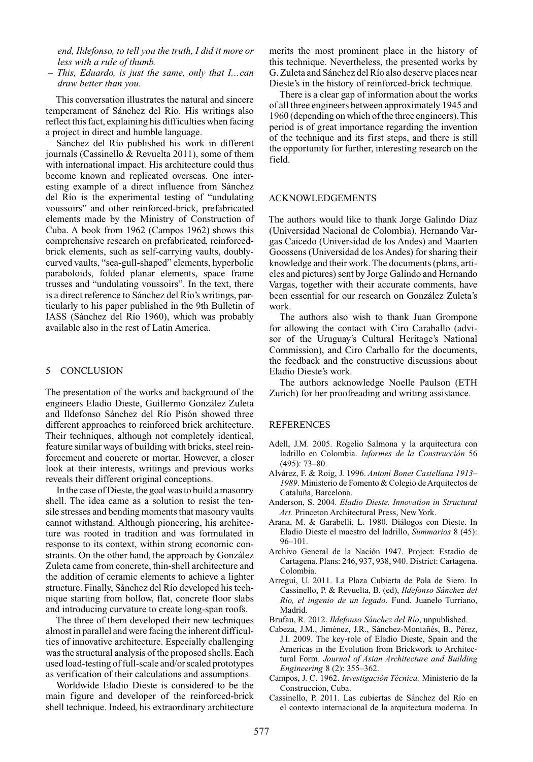*end, Ildefonso, to tell you the truth, I did it more or less with a rule of thumb.*

– *This, Eduardo, is just the same, only that I…can draw better than you.*

This conversation illustrates the natural and sincere temperament of Sánchez del Río. His writings also reflect this fact, explaining his difficulties when facing a project in direct and humble language.

Sánchez del Río published his work in different journals (Cassinello & Revuelta 2011), some of them with international impact. His architecture could thus become known and replicated overseas. One interesting example of a direct influence from Sánchez del Río is the experimental testing of "undulating voussoirs" and other reinforced-brick, prefabricated elements made by the Ministry of Construction of Cuba. A book from 1962 (Campos 1962) shows this comprehensive research on prefabricated, reinforced-brick elements, such as self-carrying vaults, doubly-curved vaults, "sea-gull-shaped" elements, hyperbolic paraboloids, folded planar elements, space frame trusses and "undulating voussoirs". In the text, there is a direct reference to Sánchez del Río's writings, particularly to his paper published in the 9th Bulletin of IASS (Sánchez del Río 1960), which was probably available also in the rest of Latin America.

## 5 CONCLUSION

The presentation of the works and background of the engineers Eladio Dieste, Guillermo González Zuleta and Ildefonso Sánchez del Río Pisón showed three different approaches to reinforced brick architecture. Their techniques, although not completely identical, feature similar ways of building with bricks, steel reinforcement and concrete or mortar. However, a closer look at their interests, writings and previous works reveals their different original conceptions.

In the case of Dieste, the goal was to build a masonry shell. The idea came as a solution to resist the tensile stresses and bending moments that masonry vaults cannot withstand. Although pioneering, his architecture was rooted in tradition and was formulated in response to its context, within strong economic constraints. On the other hand, the approach by González Zuleta came from concrete, thin-shell architecture and the addition of ceramic elements to achieve a lighter structure. Finally, Sánchez del Río developed his technique starting from hollow, flat, concrete floor slabs and introducing curvature to create long-span roofs.

The three of them developed their new techniques almost in parallel and were facing the inherent difficulties of innovative architecture. Especially challenging was the structural analysis of the proposed shells. Each used load-testing of full-scale and/or scaled prototypes as verification of their calculations and assumptions.

Worldwide Eladio Dieste is considered to be the main figure and developer of the reinforced-brick shell technique. Indeed, his extraordinary architecture merits the most prominent place in the history of this technique. Nevertheless, the presented works by G. Zuleta and Sánchez del Río also deserve places near Dieste's in the history of reinforced-brick technique.

There is a clear gap of information about the works of all three engineers between approximately 1945 and 1960 (depending on which of the three engineers). This period is of great importance regarding the invention of the technique and its first steps, and there is still the opportunity for further, interesting research on the field.

## ACKNOWLEDGEMENTS

The authors would like to thank Jorge Galindo Díaz (Universidad Nacional de Colombia), Hernando Vargas Caicedo (Universidad de los Andes) and Maarten Goossens (Universidad de los Andes) for sharing their knowledge and their work. The documents (plans, articles and pictures) sent by Jorge Galindo and Hernando Vargas, together with their accurate comments, have been essential for our research on González Zuleta's work.

The authors also wish to thank Juan Grompone for allowing the contact with Ciro Caraballo (advisor of the Uruguay's Cultural Heritage's National Commission), and Ciro Carballo for the documents, the feedback and the constructive discussions about Eladio Dieste's work.

The authors acknowledge Noelle Paulson (ETH Zurich) for her proofreading and writing assistance.

## REFERENCES

Adell, J.M. 2005. Rogelio Salmona y la arquitectura con ladrillo en Colombia. *Informes de la Construcción* 56 (495): 73–80.

Alvárez, F. & Roig, J. 1996. *Antoni Bonet Castellana 1913–1989*. Ministerio de Fomento & Colegio de Arquitectos de Cataluña, Barcelona.

Anderson, S. 2004. *Eladio Dieste. Innovation in Structural Art.* Princeton Architectural Press, New York.

Arana, M. & Garabelli, L. 1980. Diálogos con Dieste. In Eladio Dieste el maestro del ladrillo, *Summarios* 8 (45): 96–101.

Archivo General de la Nación 1947. Project: Estadio de Cartagena. Plans: 246, 937, 938, 940. District: Cartagena. Colombia.

Arregui, U. 2011. La Plaza Cubierta de Pola de Siero. In Cassinello, P. & Revuelta, B. (ed), *Ildefonso Sánchez del Río, el ingenio de un legado*. Fund. Juanelo Turriano, Madrid.

Brufau, R. 2012. *Ildefonso Sánchez del Río*, unpublished.

Cabeza, J.M., Jiménez, J.R., Sánchez-Montañés, B., Pérez, J.I. 2009. The key-role of Eladio Dieste, Spain and the Americas in the Evolution from Brickwork to Architectural Form. *Journal of Asian Architecture and Building Engineering* 8 (2): 355–362.

Campos, J. C. 1962. *Investigación Técnica.* Ministerio de la Construcción, Cuba.

Cassinello, P. 2011. Las cubiertas de Sánchez del Río en el contexto internacional de la arquitectura moderna. In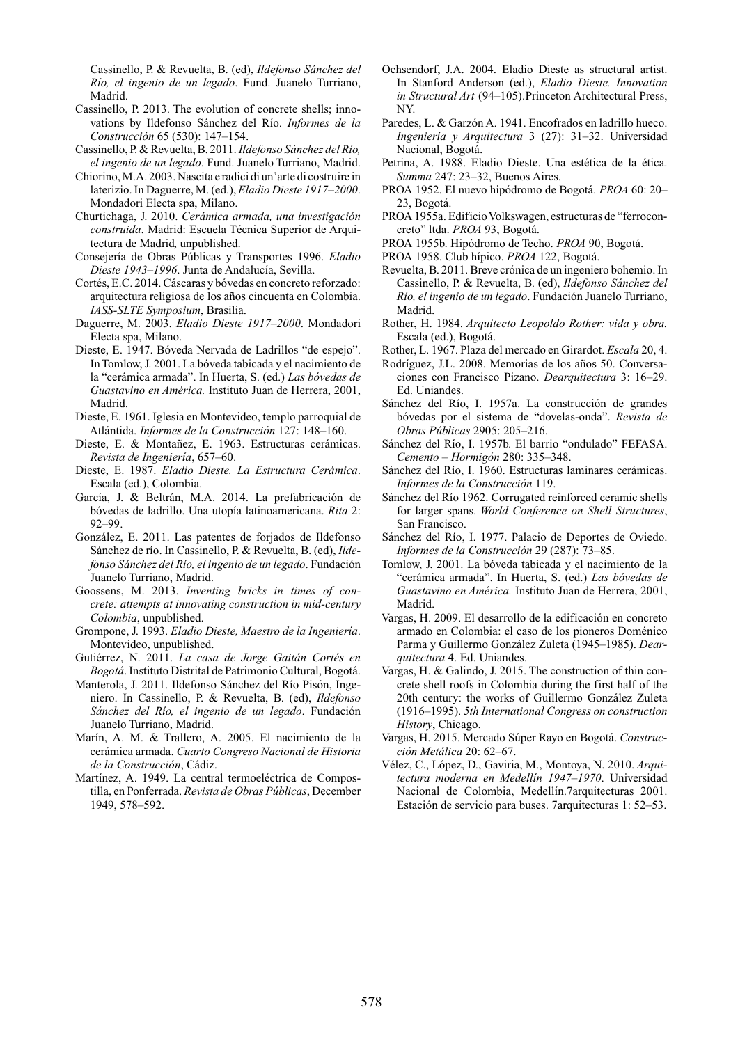Cassinello, P. & Revuelta, B. (ed), *Ildefonso Sánchez del Río, el ingenio de un legado*. Fund. Juanelo Turriano, Madrid.

Cassinello, P. 2013. The evolution of concrete shells; innovations by Ildefonso Sánchez del Río. *Informes de la Construcción* 65 (530): 147–154.

Cassinello, P. & Revuelta, B. 2011. *Ildefonso Sánchez del Río, el ingenio de un legado*. Fund. Juanelo Turriano, Madrid.

Chiorino, M.A. 2003. Nascita e radici di un'arte di costruire in laterizio. In Daguerre, M. (ed.), *Eladio Dieste 1917–2000*. Mondadori Electa spa, Milano.

Churtichaga, J. 2010. *Cerámica armada, una investigación construida*. Madrid: Escuela Técnica Superior de Arquitectura de Madrid, unpublished.

Consejería de Obras Públicas y Transportes 1996. *Eladio Dieste 1943–1996*. Junta de Andalucía, Sevilla.

Cortés, E.C. 2014. Cáscaras y bóvedas en concreto reforzado: arquitectura religiosa de los años cincuenta en Colombia. *IASS-SLTE Symposium*, Brasilia.

Daguerre, M. 2003. *Eladio Dieste 1917–2000*. Mondadori Electa spa, Milano.

Dieste, E. 1947. Bóveda Nervada de Ladrillos "de espejo". In Tomlow, J. 2001. La bóveda tabicada y el nacimiento de la "cerámica armada". In Huerta, S. (ed.) *Las bóvedas de Guastavino en América.* Instituto Juan de Herrera, 2001, Madrid.

Dieste, E. 1961. Iglesia en Montevideo, templo parroquial de Atlántida. *Informes de la Construcción* 127: 148–160.

Dieste, E. & Montañez, E. 1963. Estructuras cerámicas. *Revista de Ingeniería*, 657–60.

Dieste, E. 1987. *Eladio Dieste. La Estructura Cerámica*. Escala (ed.), Colombia.

García, J. & Beltrán, M.A. 2014. La prefabricación de bóvedas de ladrillo. Una utopía latinoamericana. *Rita* 2: 92–99.

González, E. 2011. Las patentes de forjados de Ildefonso Sánchez de río. In Cassinello, P. & Revuelta, B. (ed), *Ildefonso Sánchez del Río, el ingenio de un legado*. Fundación Juanelo Turriano, Madrid.

Goossens, M. 2013. *Inventing bricks in times of concrete: attempts at innovating construction in mid-century Colombia*, unpublished.

Grompone, J. 1993. *Eladio Dieste, Maestro de la Ingeniería*. Montevideo, unpublished.

Gutiérrez, N. 2011. *La casa de Jorge Gaitán Cortés en Bogotá*. Instituto Distrital de Patrimonio Cultural, Bogotá.

Manterola, J. 2011. Ildefonso Sánchez del Río Pisón, Ingeniero. In Cassinello, P. & Revuelta, B. (ed), *Ildefonso Sánchez del Río, el ingenio de un legado*. Fundación Juanelo Turriano, Madrid.

Marín, A. M. & Trallero, A. 2005. El nacimiento de la cerámica armada. *Cuarto Congreso Nacional de Historia de la Construcción*, Cádiz.

Martínez, A. 1949. La central termoeléctrica de Compostilla, en Ponferrada. *Revista de Obras Públicas*, December 1949, 578–592.

Ochsendorf, J.A. 2004. Eladio Dieste as structural artist. In Stanford Anderson (ed.), *Eladio Dieste. Innovation in Structural Art* (94–105).Princeton Architectural Press, NY.

Paredes, L. & Garzón A. 1941. Encofrados en ladrillo hueco. *Ingeniería y Arquitectura* 3 (27): 31–32. Universidad Nacional, Bogotá.

Petrina, A. 1988. Eladio Dieste. Una estética de la ética. *Summa* 247: 23–32, Buenos Aires.

PROA 1952. El nuevo hipódromo de Bogotá. *PROA* 60: 20–23, Bogotá.

PROA 1955a. Edificio Volkswagen, estructuras de "ferroconcreto" ltda. *PROA* 93, Bogotá.

PROA 1955b. Hipódromo de Techo. *PROA* 90, Bogotá.

PROA 1958. Club hípico. *PROA* 122, Bogotá.

Revuelta, B. 2011. Breve crónica de un ingeniero bohemio. In Cassinello, P. & Revuelta, B. (ed), *Ildefonso Sánchez del Río, el ingenio de un legado*. Fundación Juanelo Turriano, Madrid.

Rother, H. 1984. *Arquitecto Leopoldo Rother: vida y obra.* Escala (ed.), Bogotá.

Rother, L. 1967. Plaza del mercado en Girardot. *Escala* 20, 4.

Rodríguez, J.L. 2008. Memorias de los años 50. Conversaciones con Francisco Pizano. *Dearquitectura* 3: 16–29. Ed. Uniandes.

Sánchez del Río, I. 1957a. La construcción de grandes bóvedas por el sistema de "dovelas-onda". *Revista de Obras Públicas* 2905: 205–216.

Sánchez del Río, I. 1957b. El barrio "ondulado" FEFASA. *Cemento – Hormigón* 280: 335–348.

Sánchez del Río, I. 1960. Estructuras laminares cerámicas. *Informes de la Construcción* 119.

Sánchez del Río 1962. Corrugated reinforced ceramic shells for larger spans. *World Conference on Shell Structures*, San Francisco.

Sánchez del Río, I. 1977. Palacio de Deportes de Oviedo. *Informes de la Construcción* 29 (287): 73–85.

Tomlow, J. 2001. La bóveda tabicada y el nacimiento de la "cerámica armada". In Huerta, S. (ed.) *Las bóvedas de Guastavino en América.* Instituto Juan de Herrera, 2001, Madrid.

Vargas, H. 2009. El desarrollo de la edificación en concreto armado en Colombia: el caso de los pioneros Doménico Parma y Guillermo González Zuleta (1945–1985). *Dearquitectura* 4. Ed. Uniandes.

Vargas, H. & Galindo, J. 2015. The construction of thin concrete shell roofs in Colombia during the first half of the 20th century: the works of Guillermo González Zuleta (1916–1995). *5th International Congress on construction History*, Chicago.

Vargas, H. 2015. Mercado Súper Rayo en Bogotá. *Construcción Metálica* 20: 62–67.

Vélez, C., López, D., Gaviria, M., Montoya, N. 2010. *Arquitectura moderna en Medellín 1947–1970*. Universidad Nacional de Colombia, Medellín.7arquitecturas 2001. Estación de servicio para buses. 7arquitecturas 1: 52–53.